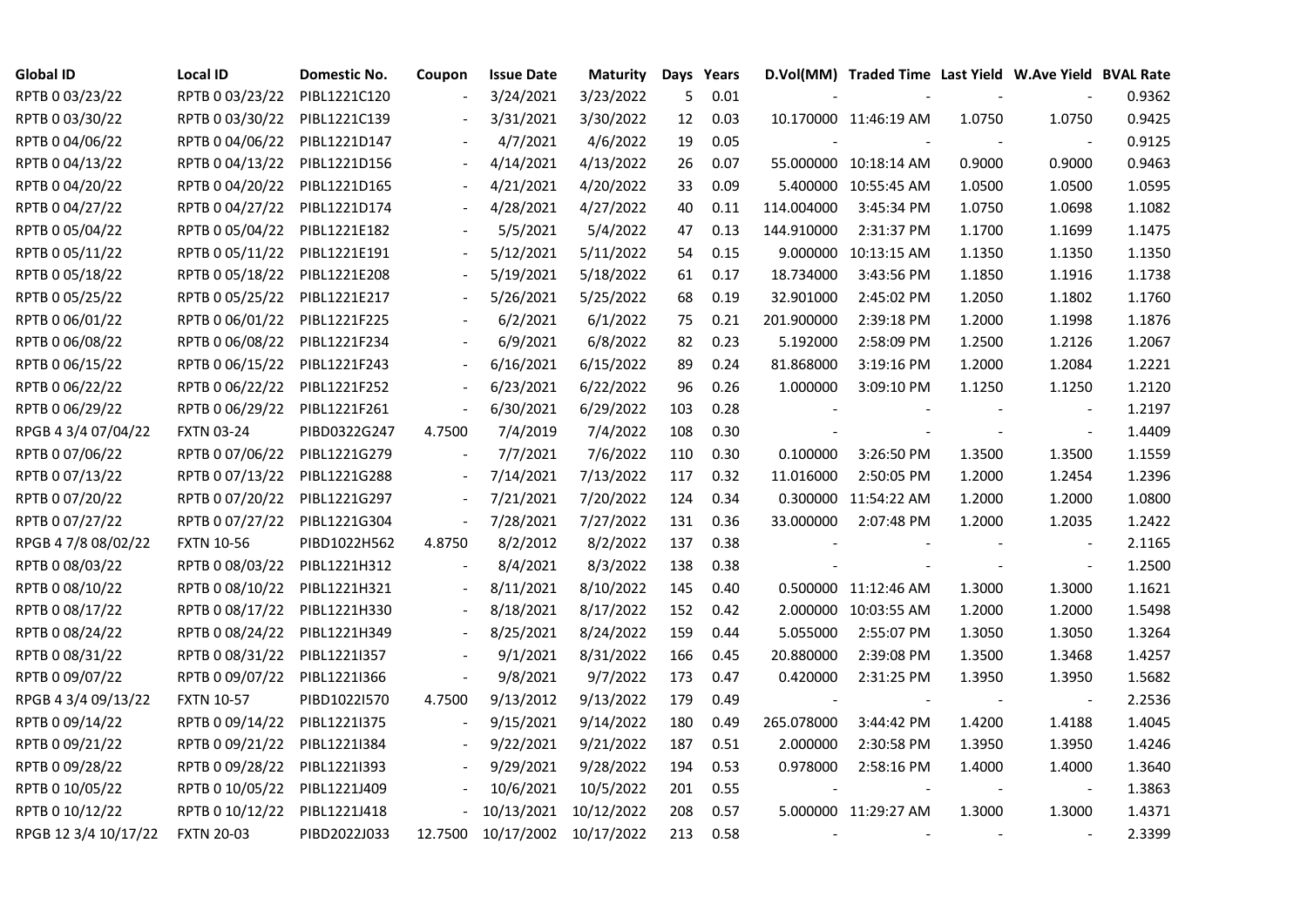| Global ID | Local ID | Domestic No. | Coupon | Issue Date | Maturity | Days | Years | D.Vol(MM) | Traded Time | Last Yield | W.Ave Yield | BVAL Rate |
|---|---|---|---|---|---|---|---|---|---|---|---|---|
| RPTB 0 03/23/22 | RPTB 0 03/23/22 | PIBL1221C120 | - | 3/24/2021 | 3/23/2022 | 5 | 0.01 | - | - | - | - | 0.9362 |
| RPTB 0 03/30/22 | RPTB 0 03/30/22 | PIBL1221C139 | - | 3/31/2021 | 3/30/2022 | 12 | 0.03 | 10.170000 | 11:46:19 AM | 1.0750 | 1.0750 | 0.9425 |
| RPTB 0 04/06/22 | RPTB 0 04/06/22 | PIBL1221D147 | - | 4/7/2021 | 4/6/2022 | 19 | 0.05 | - | - | - | - | 0.9125 |
| RPTB 0 04/13/22 | RPTB 0 04/13/22 | PIBL1221D156 | - | 4/14/2021 | 4/13/2022 | 26 | 0.07 | 55.000000 | 10:18:14 AM | 0.9000 | 0.9000 | 0.9463 |
| RPTB 0 04/20/22 | RPTB 0 04/20/22 | PIBL1221D165 | - | 4/21/2021 | 4/20/2022 | 33 | 0.09 | 5.400000 | 10:55:45 AM | 1.0500 | 1.0500 | 1.0595 |
| RPTB 0 04/27/22 | RPTB 0 04/27/22 | PIBL1221D174 | - | 4/28/2021 | 4/27/2022 | 40 | 0.11 | 114.004000 | 3:45:34 PM | 1.0750 | 1.0698 | 1.1082 |
| RPTB 0 05/04/22 | RPTB 0 05/04/22 | PIBL1221E182 | - | 5/5/2021 | 5/4/2022 | 47 | 0.13 | 144.910000 | 2:31:37 PM | 1.1700 | 1.1699 | 1.1475 |
| RPTB 0 05/11/22 | RPTB 0 05/11/22 | PIBL1221E191 | - | 5/12/2021 | 5/11/2022 | 54 | 0.15 | 9.000000 | 10:13:15 AM | 1.1350 | 1.1350 | 1.1350 |
| RPTB 0 05/18/22 | RPTB 0 05/18/22 | PIBL1221E208 | - | 5/19/2021 | 5/18/2022 | 61 | 0.17 | 18.734000 | 3:43:56 PM | 1.1850 | 1.1916 | 1.1738 |
| RPTB 0 05/25/22 | RPTB 0 05/25/22 | PIBL1221E217 | - | 5/26/2021 | 5/25/2022 | 68 | 0.19 | 32.901000 | 2:45:02 PM | 1.2050 | 1.1802 | 1.1760 |
| RPTB 0 06/01/22 | RPTB 0 06/01/22 | PIBL1221F225 | - | 6/2/2021 | 6/1/2022 | 75 | 0.21 | 201.900000 | 2:39:18 PM | 1.2000 | 1.1998 | 1.1876 |
| RPTB 0 06/08/22 | RPTB 0 06/08/22 | PIBL1221F234 | - | 6/9/2021 | 6/8/2022 | 82 | 0.23 | 5.192000 | 2:58:09 PM | 1.2500 | 1.2126 | 1.2067 |
| RPTB 0 06/15/22 | RPTB 0 06/15/22 | PIBL1221F243 | - | 6/16/2021 | 6/15/2022 | 89 | 0.24 | 81.868000 | 3:19:16 PM | 1.2000 | 1.2084 | 1.2221 |
| RPTB 0 06/22/22 | RPTB 0 06/22/22 | PIBL1221F252 | - | 6/23/2021 | 6/22/2022 | 96 | 0.26 | 1.000000 | 3:09:10 PM | 1.1250 | 1.1250 | 1.2120 |
| RPTB 0 06/29/22 | RPTB 0 06/29/22 | PIBL1221F261 | - | 6/30/2021 | 6/29/2022 | 103 | 0.28 | - | - | - | - | 1.2197 |
| RPGB 4 3/4 07/04/22 | FXTN 03-24 | PIBD0322G247 | 4.7500 | 7/4/2019 | 7/4/2022 | 108 | 0.30 | - | - | - | - | 1.4409 |
| RPTB 0 07/06/22 | RPTB 0 07/06/22 | PIBL1221G279 | - | 7/7/2021 | 7/6/2022 | 110 | 0.30 | 0.100000 | 3:26:50 PM | 1.3500 | 1.3500 | 1.1559 |
| RPTB 0 07/13/22 | RPTB 0 07/13/22 | PIBL1221G288 | - | 7/14/2021 | 7/13/2022 | 117 | 0.32 | 11.016000 | 2:50:05 PM | 1.2000 | 1.2454 | 1.2396 |
| RPTB 0 07/20/22 | RPTB 0 07/20/22 | PIBL1221G297 | - | 7/21/2021 | 7/20/2022 | 124 | 0.34 | 0.300000 | 11:54:22 AM | 1.2000 | 1.2000 | 1.0800 |
| RPTB 0 07/27/22 | RPTB 0 07/27/22 | PIBL1221G304 | - | 7/28/2021 | 7/27/2022 | 131 | 0.36 | 33.000000 | 2:07:48 PM | 1.2000 | 1.2035 | 1.2422 |
| RPGB 4 7/8 08/02/22 | FXTN 10-56 | PIBD1022H562 | 4.8750 | 8/2/2012 | 8/2/2022 | 137 | 0.38 | - | - | - | - | 2.1165 |
| RPTB 0 08/03/22 | RPTB 0 08/03/22 | PIBL1221H312 | - | 8/4/2021 | 8/3/2022 | 138 | 0.38 | - | - | - | - | 1.2500 |
| RPTB 0 08/10/22 | RPTB 0 08/10/22 | PIBL1221H321 | - | 8/11/2021 | 8/10/2022 | 145 | 0.40 | 0.500000 | 11:12:46 AM | 1.3000 | 1.3000 | 1.1621 |
| RPTB 0 08/17/22 | RPTB 0 08/17/22 | PIBL1221H330 | - | 8/18/2021 | 8/17/2022 | 152 | 0.42 | 2.000000 | 10:03:55 AM | 1.2000 | 1.2000 | 1.5498 |
| RPTB 0 08/24/22 | RPTB 0 08/24/22 | PIBL1221H349 | - | 8/25/2021 | 8/24/2022 | 159 | 0.44 | 5.055000 | 2:55:07 PM | 1.3050 | 1.3050 | 1.3264 |
| RPTB 0 08/31/22 | RPTB 0 08/31/22 | PIBL1221I357 | - | 9/1/2021 | 8/31/2022 | 166 | 0.45 | 20.880000 | 2:39:08 PM | 1.3500 | 1.3468 | 1.4257 |
| RPTB 0 09/07/22 | RPTB 0 09/07/22 | PIBL1221I366 | - | 9/8/2021 | 9/7/2022 | 173 | 0.47 | 0.420000 | 2:31:25 PM | 1.3950 | 1.3950 | 1.5682 |
| RPGB 4 3/4 09/13/22 | FXTN 10-57 | PIBD1022I570 | 4.7500 | 9/13/2012 | 9/13/2022 | 179 | 0.49 | - | - | - | - | 2.2536 |
| RPTB 0 09/14/22 | RPTB 0 09/14/22 | PIBL1221I375 | - | 9/15/2021 | 9/14/2022 | 180 | 0.49 | 265.078000 | 3:44:42 PM | 1.4200 | 1.4188 | 1.4045 |
| RPTB 0 09/21/22 | RPTB 0 09/21/22 | PIBL1221I384 | - | 9/22/2021 | 9/21/2022 | 187 | 0.51 | 2.000000 | 2:30:58 PM | 1.3950 | 1.3950 | 1.4246 |
| RPTB 0 09/28/22 | RPTB 0 09/28/22 | PIBL1221I393 | - | 9/29/2021 | 9/28/2022 | 194 | 0.53 | 0.978000 | 2:58:16 PM | 1.4000 | 1.4000 | 1.3640 |
| RPTB 0 10/05/22 | RPTB 0 10/05/22 | PIBL1221J409 | - | 10/6/2021 | 10/5/2022 | 201 | 0.55 | - | - | - | - | 1.3863 |
| RPTB 0 10/12/22 | RPTB 0 10/12/22 | PIBL1221J418 | - | 10/13/2021 | 10/12/2022 | 208 | 0.57 | 5.000000 | 11:29:27 AM | 1.3000 | 1.3000 | 1.4371 |
| RPGB 12 3/4 10/17/22 | FXTN 20-03 | PIBD2022J033 | 12.7500 | 10/17/2002 | 10/17/2022 | 213 | 0.58 | - | - | - | - | 2.3399 |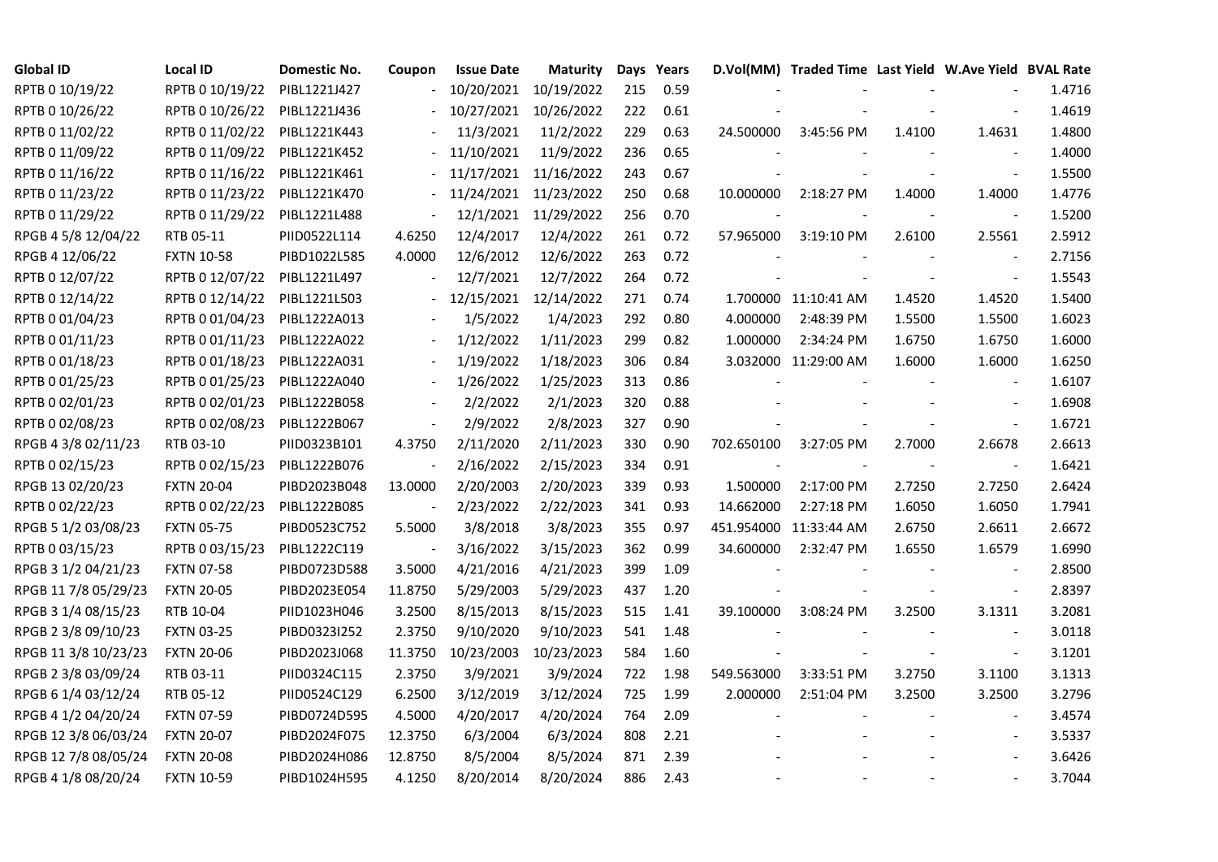| Global ID | Local ID | Domestic No. | Coupon | Issue Date | Maturity | Days | Years | D.Vol(MM) | Traded Time | Last Yield | W.Ave Yield | BVAL Rate |
|---|---|---|---|---|---|---|---|---|---|---|---|---|
| RPTB 0 10/19/22 | RPTB 0 10/19/22 | PIBL1221J427 | - | 10/20/2021 | 10/19/2022 | 215 | 0.59 | - | - | - | - | 1.4716 |
| RPTB 0 10/26/22 | RPTB 0 10/26/22 | PIBL1221J436 | - | 10/27/2021 | 10/26/2022 | 222 | 0.61 | - | - | - | - | 1.4619 |
| RPTB 0 11/02/22 | RPTB 0 11/02/22 | PIBL1221K443 | - | 11/3/2021 | 11/2/2022 | 229 | 0.63 | 24.500000 | 3:45:56 PM | 1.4100 | 1.4631 | 1.4800 |
| RPTB 0 11/09/22 | RPTB 0 11/09/22 | PIBL1221K452 | - | 11/10/2021 | 11/9/2022 | 236 | 0.65 | - | - | - | - | 1.4000 |
| RPTB 0 11/16/22 | RPTB 0 11/16/22 | PIBL1221K461 | - | 11/17/2021 | 11/16/2022 | 243 | 0.67 | - | - | - | - | 1.5500 |
| RPTB 0 11/23/22 | RPTB 0 11/23/22 | PIBL1221K470 | - | 11/24/2021 | 11/23/2022 | 250 | 0.68 | 10.000000 | 2:18:27 PM | 1.4000 | 1.4000 | 1.4776 |
| RPTB 0 11/29/22 | RPTB 0 11/29/22 | PIBL1221L488 | - | 12/1/2021 | 11/29/2022 | 256 | 0.70 | - | - | - | - | 1.5200 |
| RPGB 4 5/8 12/04/22 | RTB 05-11 | PIID0522L114 | 4.6250 | 12/4/2017 | 12/4/2022 | 261 | 0.72 | 57.965000 | 3:19:10 PM | 2.6100 | 2.5561 | 2.5912 |
| RPGB 4 12/06/22 | FXTN 10-58 | PIBD1022L585 | 4.0000 | 12/6/2012 | 12/6/2022 | 263 | 0.72 | - | - | - | - | 2.7156 |
| RPTB 0 12/07/22 | RPTB 0 12/07/22 | PIBL1221L497 | - | 12/7/2021 | 12/7/2022 | 264 | 0.72 | - | - | - | - | 1.5543 |
| RPTB 0 12/14/22 | RPTB 0 12/14/22 | PIBL1221L503 | - | 12/15/2021 | 12/14/2022 | 271 | 0.74 | 1.700000 | 11:10:41 AM | 1.4520 | 1.4520 | 1.5400 |
| RPTB 0 01/04/23 | RPTB 0 01/04/23 | PIBL1222A013 | - | 1/5/2022 | 1/4/2023 | 292 | 0.80 | 4.000000 | 2:48:39 PM | 1.5500 | 1.5500 | 1.6023 |
| RPTB 0 01/11/23 | RPTB 0 01/11/23 | PIBL1222A022 | - | 1/12/2022 | 1/11/2023 | 299 | 0.82 | 1.000000 | 2:34:24 PM | 1.6750 | 1.6750 | 1.6000 |
| RPTB 0 01/18/23 | RPTB 0 01/18/23 | PIBL1222A031 | - | 1/19/2022 | 1/18/2023 | 306 | 0.84 | 3.032000 | 11:29:00 AM | 1.6000 | 1.6000 | 1.6250 |
| RPTB 0 01/25/23 | RPTB 0 01/25/23 | PIBL1222A040 | - | 1/26/2022 | 1/25/2023 | 313 | 0.86 | - | - | - | - | 1.6107 |
| RPTB 0 02/01/23 | RPTB 0 02/01/23 | PIBL1222B058 | - | 2/2/2022 | 2/1/2023 | 320 | 0.88 | - | - | - | - | 1.6908 |
| RPTB 0 02/08/23 | RPTB 0 02/08/23 | PIBL1222B067 | - | 2/9/2022 | 2/8/2023 | 327 | 0.90 | - | - | - | - | 1.6721 |
| RPGB 4 3/8 02/11/23 | RTB 03-10 | PIID0323B101 | 4.3750 | 2/11/2020 | 2/11/2023 | 330 | 0.90 | 702.650100 | 3:27:05 PM | 2.7000 | 2.6678 | 2.6613 |
| RPTB 0 02/15/23 | RPTB 0 02/15/23 | PIBL1222B076 | - | 2/16/2022 | 2/15/2023 | 334 | 0.91 | - | - | - | - | 1.6421 |
| RPGB 13 02/20/23 | FXTN 20-04 | PIBD2023B048 | 13.0000 | 2/20/2003 | 2/20/2023 | 339 | 0.93 | 1.500000 | 2:17:00 PM | 2.7250 | 2.7250 | 2.6424 |
| RPTB 0 02/22/23 | RPTB 0 02/22/23 | PIBL1222B085 | - | 2/23/2022 | 2/22/2023 | 341 | 0.93 | 14.662000 | 2:27:18 PM | 1.6050 | 1.6050 | 1.7941 |
| RPGB 5 1/2 03/08/23 | FXTN 05-75 | PIBD0523C752 | 5.5000 | 3/8/2018 | 3/8/2023 | 355 | 0.97 | 451.954000 | 11:33:44 AM | 2.6750 | 2.6611 | 2.6672 |
| RPTB 0 03/15/23 | RPTB 0 03/15/23 | PIBL1222C119 | - | 3/16/2022 | 3/15/2023 | 362 | 0.99 | 34.600000 | 2:32:47 PM | 1.6550 | 1.6579 | 1.6990 |
| RPGB 3 1/2 04/21/23 | FXTN 07-58 | PIBD0723D588 | 3.5000 | 4/21/2016 | 4/21/2023 | 399 | 1.09 | - | - | - | - | 2.8500 |
| RPGB 11 7/8 05/29/23 | FXTN 20-05 | PIBD2023E054 | 11.8750 | 5/29/2003 | 5/29/2023 | 437 | 1.20 | - | - | - | - | 2.8397 |
| RPGB 3 1/4 08/15/23 | RTB 10-04 | PIID1023H046 | 3.2500 | 8/15/2013 | 8/15/2023 | 515 | 1.41 | 39.100000 | 3:08:24 PM | 3.2500 | 3.1311 | 3.2081 |
| RPGB 2 3/8 09/10/23 | FXTN 03-25 | PIBD0323I252 | 2.3750 | 9/10/2020 | 9/10/2023 | 541 | 1.48 | - | - | - | - | 3.0118 |
| RPGB 11 3/8 10/23/23 | FXTN 20-06 | PIBD2023J068 | 11.3750 | 10/23/2003 | 10/23/2023 | 584 | 1.60 | - | - | - | - | 3.1201 |
| RPGB 2 3/8 03/09/24 | RTB 03-11 | PIID0324C115 | 2.3750 | 3/9/2021 | 3/9/2024 | 722 | 1.98 | 549.563000 | 3:33:51 PM | 3.2750 | 3.1100 | 3.1313 |
| RPGB 6 1/4 03/12/24 | RTB 05-12 | PIID0524C129 | 6.2500 | 3/12/2019 | 3/12/2024 | 725 | 1.99 | 2.000000 | 2:51:04 PM | 3.2500 | 3.2500 | 3.2796 |
| RPGB 4 1/2 04/20/24 | FXTN 07-59 | PIBD0724D595 | 4.5000 | 4/20/2017 | 4/20/2024 | 764 | 2.09 | - | - | - | - | 3.4574 |
| RPGB 12 3/8 06/03/24 | FXTN 20-07 | PIBD2024F075 | 12.3750 | 6/3/2004 | 6/3/2024 | 808 | 2.21 | - | - | - | - | 3.5337 |
| RPGB 12 7/8 08/05/24 | FXTN 20-08 | PIBD2024H086 | 12.8750 | 8/5/2004 | 8/5/2024 | 871 | 2.39 | - | - | - | - | 3.6426 |
| RPGB 4 1/8 08/20/24 | FXTN 10-59 | PIBD1024H595 | 4.1250 | 8/20/2014 | 8/20/2024 | 886 | 2.43 | - | - | - | - | 3.7044 |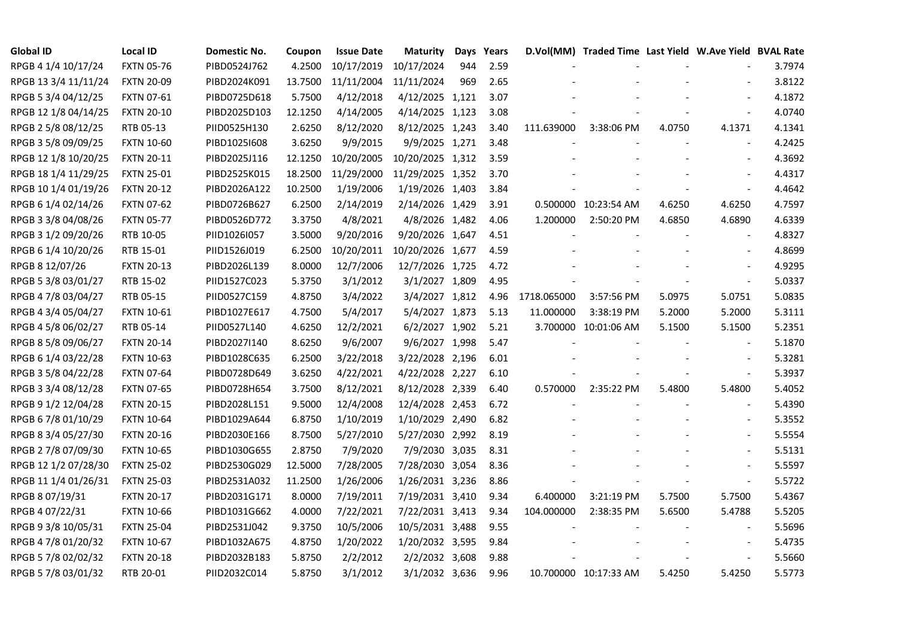| Global ID | Local ID | Domestic No. | Coupon | Issue Date | Maturity | Days | Years | D.Vol(MM) | Traded Time | Last Yield | W.Ave Yield | BVAL Rate |
|---|---|---|---|---|---|---|---|---|---|---|---|---|
| RPGB 4 1/4 10/17/24 | FXTN 05-76 | PIBD0524J762 | 4.2500 | 10/17/2019 | 10/17/2024 | 944 | 2.59 | - | - | - | - | 3.7974 |
| RPGB 13 3/4 11/11/24 | FXTN 20-09 | PIBD2024K091 | 13.7500 | 11/11/2004 | 11/11/2024 | 969 | 2.65 | - | - | - | - | 3.8122 |
| RPGB 5 3/4 04/12/25 | FXTN 07-61 | PIBD0725D618 | 5.7500 | 4/12/2018 | 4/12/2025 | 1,121 | 3.07 | - | - | - | - | 4.1872 |
| RPGB 12 1/8 04/14/25 | FXTN 20-10 | PIBD2025D103 | 12.1250 | 4/14/2005 | 4/14/2025 | 1,123 | 3.08 | - | - | - | - | 4.0740 |
| RPGB 2 5/8 08/12/25 | RTB 05-13 | PIID0525H130 | 2.6250 | 8/12/2020 | 8/12/2025 | 1,243 | 3.40 | 111.639000 | 3:38:06 PM | 4.0750 | 4.1371 | 4.1341 |
| RPGB 3 5/8 09/09/25 | FXTN 10-60 | PIBD1025I608 | 3.6250 | 9/9/2015 | 9/9/2025 | 1,271 | 3.48 | - | - | - | - | 4.2425 |
| RPGB 12 1/8 10/20/25 | FXTN 20-11 | PIBD2025J116 | 12.1250 | 10/20/2005 | 10/20/2025 | 1,312 | 3.59 | - | - | - | - | 4.3692 |
| RPGB 18 1/4 11/29/25 | FXTN 25-01 | PIBD2525K015 | 18.2500 | 11/29/2000 | 11/29/2025 | 1,352 | 3.70 | - | - | - | - | 4.4317 |
| RPGB 10 1/4 01/19/26 | FXTN 20-12 | PIBD2026A122 | 10.2500 | 1/19/2006 | 1/19/2026 | 1,403 | 3.84 | - | - | - | - | 4.4642 |
| RPGB 6 1/4 02/14/26 | FXTN 07-62 | PIBD0726B627 | 6.2500 | 2/14/2019 | 2/14/2026 | 1,429 | 3.91 | 0.500000 | 10:23:54 AM | 4.6250 | 4.6250 | 4.7597 |
| RPGB 3 3/8 04/08/26 | FXTN 05-77 | PIBD0526D772 | 3.3750 | 4/8/2021 | 4/8/2026 | 1,482 | 4.06 | 1.200000 | 2:50:20 PM | 4.6850 | 4.6890 | 4.6339 |
| RPGB 3 1/2 09/20/26 | RTB 10-05 | PIID1026I057 | 3.5000 | 9/20/2016 | 9/20/2026 | 1,647 | 4.51 | - | - | - | - | 4.8327 |
| RPGB 6 1/4 10/20/26 | RTB 15-01 | PIID1526J019 | 6.2500 | 10/20/2011 | 10/20/2026 | 1,677 | 4.59 | - | - | - | - | 4.8699 |
| RPGB 8 12/07/26 | FXTN 20-13 | PIBD2026L139 | 8.0000 | 12/7/2006 | 12/7/2026 | 1,725 | 4.72 | - | - | - | - | 4.9295 |
| RPGB 5 3/8 03/01/27 | RTB 15-02 | PIID1527C023 | 5.3750 | 3/1/2012 | 3/1/2027 | 1,809 | 4.95 | - | - | - | - | 5.0337 |
| RPGB 4 7/8 03/04/27 | RTB 05-15 | PIID0527C159 | 4.8750 | 3/4/2022 | 3/4/2027 | 1,812 | 4.96 | 1718.065000 | 3:57:56 PM | 5.0975 | 5.0751 | 5.0835 |
| RPGB 4 3/4 05/04/27 | FXTN 10-61 | PIBD1027E617 | 4.7500 | 5/4/2017 | 5/4/2027 | 1,873 | 5.13 | 11.000000 | 3:38:19 PM | 5.2000 | 5.2000 | 5.3111 |
| RPGB 4 5/8 06/02/27 | RTB 05-14 | PIID0527L140 | 4.6250 | 12/2/2021 | 6/2/2027 | 1,902 | 5.21 | 3.700000 | 10:01:06 AM | 5.1500 | 5.1500 | 5.2351 |
| RPGB 8 5/8 09/06/27 | FXTN 20-14 | PIBD2027I140 | 8.6250 | 9/6/2007 | 9/6/2027 | 1,998 | 5.47 | - | - | - | - | 5.1870 |
| RPGB 6 1/4 03/22/28 | FXTN 10-63 | PIBD1028C635 | 6.2500 | 3/22/2018 | 3/22/2028 | 2,196 | 6.01 | - | - | - | - | 5.3281 |
| RPGB 3 5/8 04/22/28 | FXTN 07-64 | PIBD0728D649 | 3.6250 | 4/22/2021 | 4/22/2028 | 2,227 | 6.10 | - | - | - | - | 5.3937 |
| RPGB 3 3/4 08/12/28 | FXTN 07-65 | PIBD0728H654 | 3.7500 | 8/12/2021 | 8/12/2028 | 2,339 | 6.40 | 0.570000 | 2:35:22 PM | 5.4800 | 5.4800 | 5.4052 |
| RPGB 9 1/2 12/04/28 | FXTN 20-15 | PIBD2028L151 | 9.5000 | 12/4/2008 | 12/4/2028 | 2,453 | 6.72 | - | - | - | - | 5.4390 |
| RPGB 6 7/8 01/10/29 | FXTN 10-64 | PIBD1029A644 | 6.8750 | 1/10/2019 | 1/10/2029 | 2,490 | 6.82 | - | - | - | - | 5.3552 |
| RPGB 8 3/4 05/27/30 | FXTN 20-16 | PIBD2030E166 | 8.7500 | 5/27/2010 | 5/27/2030 | 2,992 | 8.19 | - | - | - | - | 5.5554 |
| RPGB 2 7/8 07/09/30 | FXTN 10-65 | PIBD1030G655 | 2.8750 | 7/9/2020 | 7/9/2030 | 3,035 | 8.31 | - | - | - | - | 5.5131 |
| RPGB 12 1/2 07/28/30 | FXTN 25-02 | PIBD2530G029 | 12.5000 | 7/28/2005 | 7/28/2030 | 3,054 | 8.36 | - | - | - | - | 5.5597 |
| RPGB 11 1/4 01/26/31 | FXTN 25-03 | PIBD2531A032 | 11.2500 | 1/26/2006 | 1/26/2031 | 3,236 | 8.86 | - | - | - | - | 5.5722 |
| RPGB 8 07/19/31 | FXTN 20-17 | PIBD2031G171 | 8.0000 | 7/19/2011 | 7/19/2031 | 3,410 | 9.34 | 6.400000 | 3:21:19 PM | 5.7500 | 5.7500 | 5.4367 |
| RPGB 4 07/22/31 | FXTN 10-66 | PIBD1031G662 | 4.0000 | 7/22/2021 | 7/22/2031 | 3,413 | 9.34 | 104.000000 | 2:38:35 PM | 5.6500 | 5.4788 | 5.5205 |
| RPGB 9 3/8 10/05/31 | FXTN 25-04 | PIBD2531J042 | 9.3750 | 10/5/2006 | 10/5/2031 | 3,488 | 9.55 | - | - | - | - | 5.5696 |
| RPGB 4 7/8 01/20/32 | FXTN 10-67 | PIBD1032A675 | 4.8750 | 1/20/2022 | 1/20/2032 | 3,595 | 9.84 | - | - | - | - | 5.4735 |
| RPGB 5 7/8 02/02/32 | FXTN 20-18 | PIBD2032B183 | 5.8750 | 2/2/2012 | 2/2/2032 | 3,608 | 9.88 | - | - | - | - | 5.5660 |
| RPGB 5 7/8 03/01/32 | RTB 20-01 | PIID2032C014 | 5.8750 | 3/1/2012 | 3/1/2032 | 3,636 | 9.96 | 10.700000 | 10:17:33 AM | 5.4250 | 5.4250 | 5.5773 |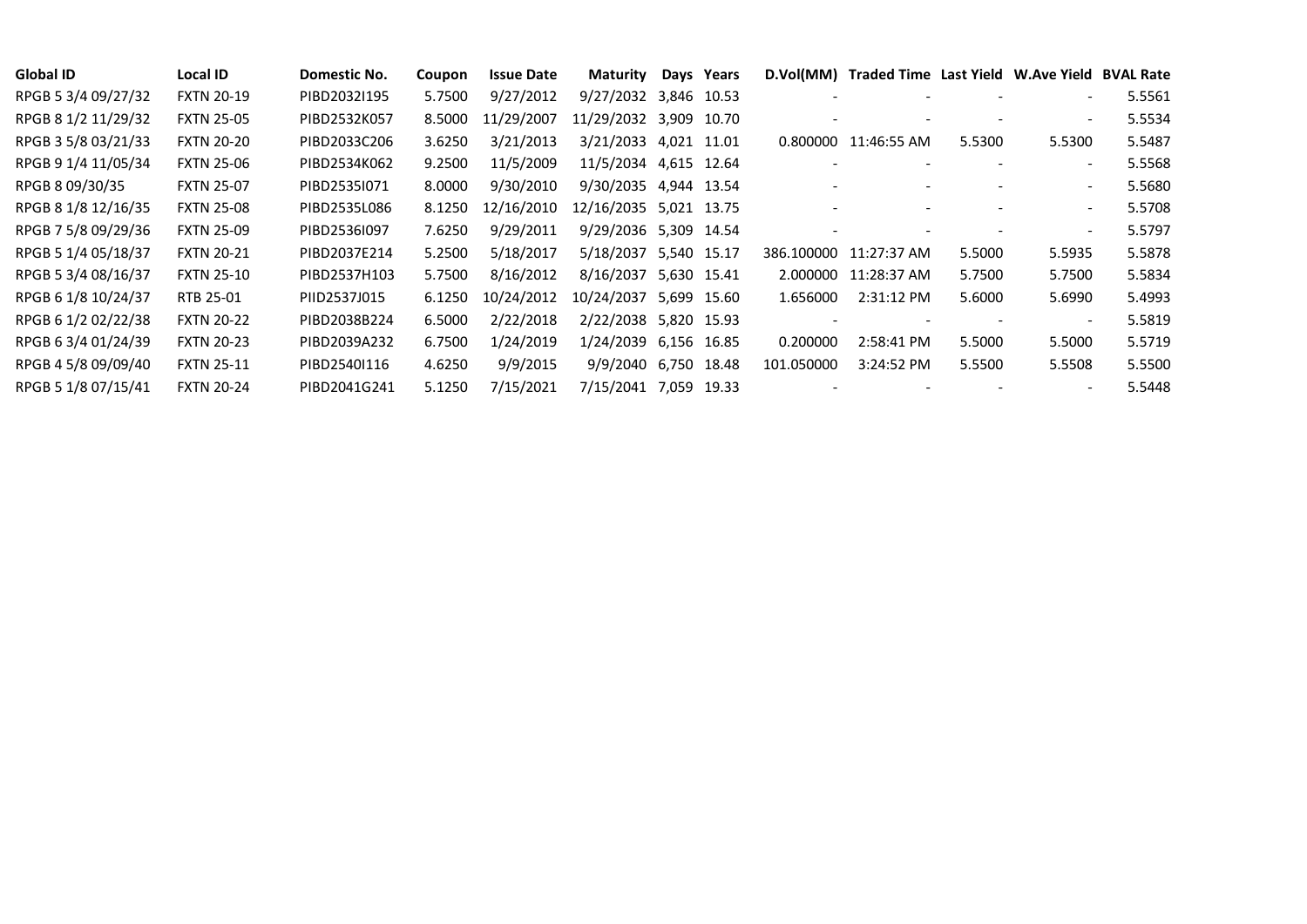| Global ID | Local ID | Domestic No. | Coupon | Issue Date | Maturity | Days | Years | D.Vol(MM) | Traded Time | Last Yield | W.Ave Yield | BVAL Rate |
|---|---|---|---|---|---|---|---|---|---|---|---|---|
| RPGB 5 3/4 09/27/32 | FXTN 20-19 | PIBD2032I195 | 5.7500 | 9/27/2012 | 9/27/2032 | 3,846 | 10.53 | - | - | - | - | 5.5561 |
| RPGB 8 1/2 11/29/32 | FXTN 25-05 | PIBD2532K057 | 8.5000 | 11/29/2007 | 11/29/2032 | 3,909 | 10.70 | - | - | - | - | 5.5534 |
| RPGB 3 5/8 03/21/33 | FXTN 20-20 | PIBD2033C206 | 3.6250 | 3/21/2013 | 3/21/2033 | 4,021 | 11.01 | 0.800000 | 11:46:55 AM | 5.5300 | 5.5300 | 5.5487 |
| RPGB 9 1/4 11/05/34 | FXTN 25-06 | PIBD2534K062 | 9.2500 | 11/5/2009 | 11/5/2034 | 4,615 | 12.64 | - | - | - | - | 5.5568 |
| RPGB 8 09/30/35 | FXTN 25-07 | PIBD2535I071 | 8.0000 | 9/30/2010 | 9/30/2035 | 4,944 | 13.54 | - | - | - | - | 5.5680 |
| RPGB 8 1/8 12/16/35 | FXTN 25-08 | PIBD2535L086 | 8.1250 | 12/16/2010 | 12/16/2035 | 5,021 | 13.75 | - | - | - | - | 5.5708 |
| RPGB 7 5/8 09/29/36 | FXTN 25-09 | PIBD2536I097 | 7.6250 | 9/29/2011 | 9/29/2036 | 5,309 | 14.54 | - | - | - | - | 5.5797 |
| RPGB 5 1/4 05/18/37 | FXTN 20-21 | PIBD2037E214 | 5.2500 | 5/18/2017 | 5/18/2037 | 5,540 | 15.17 | 386.100000 | 11:27:37 AM | 5.5000 | 5.5935 | 5.5878 |
| RPGB 5 3/4 08/16/37 | FXTN 25-10 | PIBD2537H103 | 5.7500 | 8/16/2012 | 8/16/2037 | 5,630 | 15.41 | 2.000000 | 11:28:37 AM | 5.7500 | 5.7500 | 5.5834 |
| RPGB 6 1/8 10/24/37 | RTB 25-01 | PIID2537J015 | 6.1250 | 10/24/2012 | 10/24/2037 | 5,699 | 15.60 | 1.656000 | 2:31:12 PM | 5.6000 | 5.6990 | 5.4993 |
| RPGB 6 1/2 02/22/38 | FXTN 20-22 | PIBD2038B224 | 6.5000 | 2/22/2018 | 2/22/2038 | 5,820 | 15.93 | - | - | - | - | 5.5819 |
| RPGB 6 3/4 01/24/39 | FXTN 20-23 | PIBD2039A232 | 6.7500 | 1/24/2019 | 1/24/2039 | 6,156 | 16.85 | 0.200000 | 2:58:41 PM | 5.5000 | 5.5000 | 5.5719 |
| RPGB 4 5/8 09/09/40 | FXTN 25-11 | PIBD2540I116 | 4.6250 | 9/9/2015 | 9/9/2040 | 6,750 | 18.48 | 101.050000 | 3:24:52 PM | 5.5500 | 5.5508 | 5.5500 |
| RPGB 5 1/8 07/15/41 | FXTN 20-24 | PIBD2041G241 | 5.1250 | 7/15/2021 | 7/15/2041 | 7,059 | 19.33 | - | - | - | - | 5.5448 |